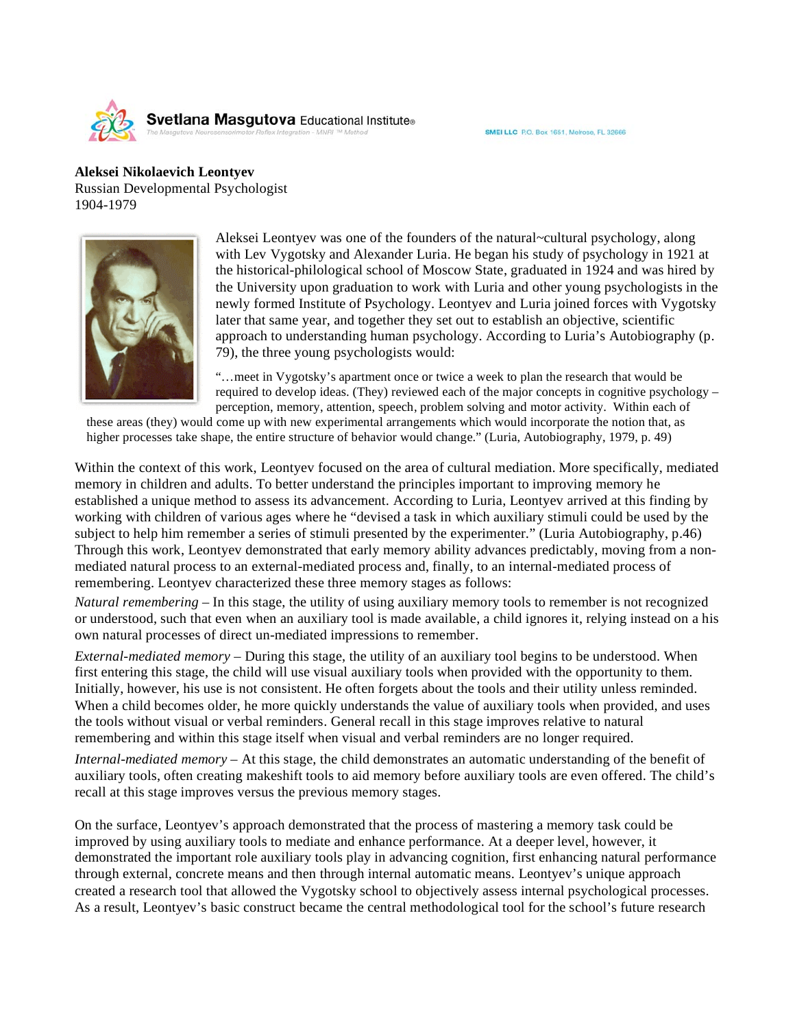**Aleksei Nikolaevich Leontyev**
Russian Developmental Psychologist
1904-1979

Aleksei Leontyev was one of the founders of the natural~cultural psychology, along with Lev Vygotsky and Alexander Luria. He began his study of psychology in 1921 at the historical-philological school of Moscow State, graduated in 1924 and was hired by the University upon graduation to work with Luria and other young psychologists in the newly formed Institute of Psychology. Leontyev and Luria joined forces with Vygotsky later that same year, and together they set out to establish an objective, scientific approach to understanding human psychology. According to Luria's Autobiography (p. 79), the three young psychologists would:

> "…meet in Vygotsky's apartment once or twice a week to plan the research that would be required to develop ideas. (They) reviewed each of the major concepts in cognitive psychology – perception, memory, attention, speech, problem solving and motor activity. Within each of these areas (they) would come up with new experimental arrangements which would incorporate the notion that, as higher processes take shape, the entire structure of behavior would change." (Luria, Autobiography, 1979, p. 49)

Within the context of this work, Leontyev focused on the area of cultural mediation. More specifically, mediated memory in children and adults. To better understand the principles important to improving memory he established a unique method to assess its advancement. According to Luria, Leontyev arrived at this finding by working with children of various ages where he "devised a task in which auxiliary stimuli could be used by the subject to help him remember a series of stimuli presented by the experimenter." (Luria Autobiography, p.46) Through this work, Leontyev demonstrated that early memory ability advances predictably, moving from a non-mediated natural process to an external-mediated process and, finally, to an internal-mediated process of remembering. Leontyev characterized these three memory stages as follows:

*Natural remembering* – In this stage, the utility of using auxiliary memory tools to remember is not recognized or understood, such that even when an auxiliary tool is made available, a child ignores it, relying instead on a his own natural processes of direct un-mediated impressions to remember.

*External-mediated memory* – During this stage, the utility of an auxiliary tool begins to be understood. When first entering this stage, the child will use visual auxiliary tools when provided with the opportunity to them. Initially, however, his use is not consistent. He often forgets about the tools and their utility unless reminded. When a child becomes older, he more quickly understands the value of auxiliary tools when provided, and uses the tools without visual or verbal reminders. General recall in this stage improves relative to natural remembering and within this stage itself when visual and verbal reminders are no longer required.

*Internal-mediated memory* – At this stage, the child demonstrates an automatic understanding of the benefit of auxiliary tools, often creating makeshift tools to aid memory before auxiliary tools are even offered. The child's recall at this stage improves versus the previous memory stages.

On the surface, Leontyev's approach demonstrated that the process of mastering a memory task could be improved by using auxiliary tools to mediate and enhance performance. At a deeper level, however, it demonstrated the important role auxiliary tools play in advancing cognition, first enhancing natural performance through external, concrete means and then through internal automatic means. Leontyev's unique approach created a research tool that allowed the Vygotsky school to objectively assess internal psychological processes. As a result, Leontyev's basic construct became the central methodological tool for the school's future research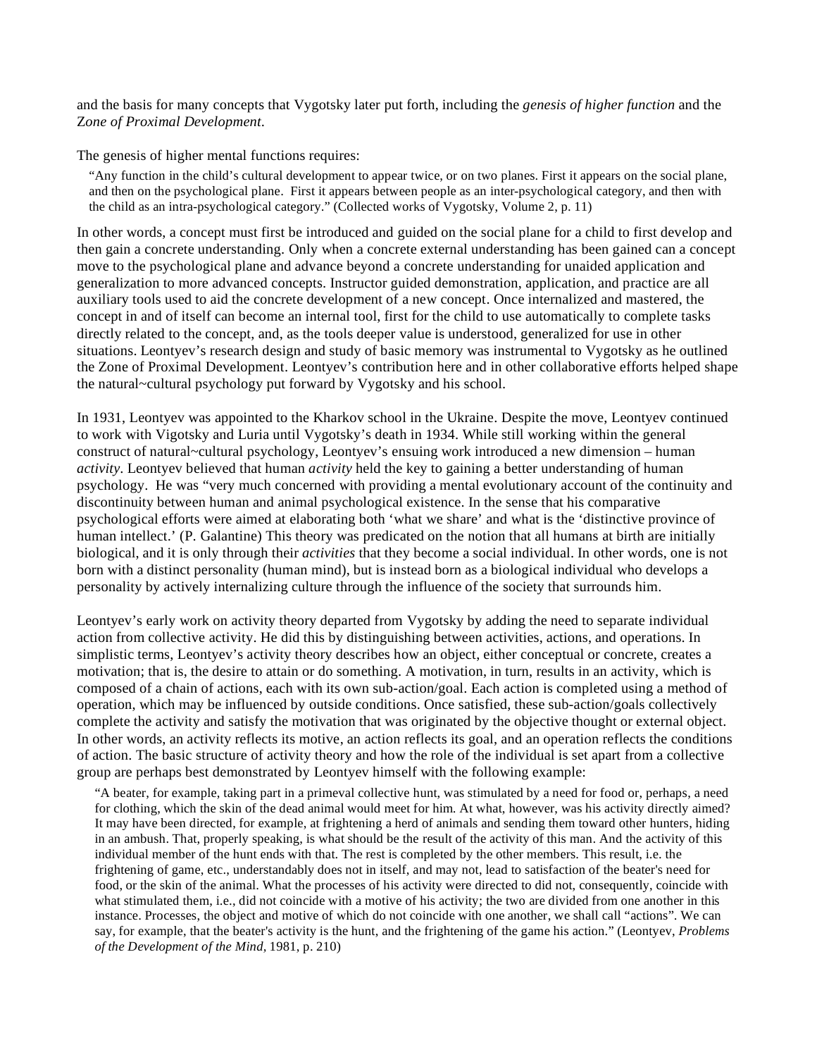and the basis for many concepts that Vygotsky later put forth, including the *genesis of higher function* and the Z*one of Proximal Development*.

The genesis of higher mental functions requires:

> "Any function in the child's cultural development to appear twice, or on two planes. First it appears on the social plane, and then on the psychological plane. First it appears between people as an inter-psychological category, and then with the child as an intra-psychological category." (Collected works of Vygotsky, Volume 2, p. 11)

In other words, a concept must first be introduced and guided on the social plane for a child to first develop and then gain a concrete understanding. Only when a concrete external understanding has been gained can a concept move to the psychological plane and advance beyond a concrete understanding for unaided application and generalization to more advanced concepts. Instructor guided demonstration, application, and practice are all auxiliary tools used to aid the concrete development of a new concept. Once internalized and mastered, the concept in and of itself can become an internal tool, first for the child to use automatically to complete tasks directly related to the concept, and, as the tools deeper value is understood, generalized for use in other situations. Leontyev's research design and study of basic memory was instrumental to Vygotsky as he outlined the Zone of Proximal Development. Leontyev's contribution here and in other collaborative efforts helped shape the natural~cultural psychology put forward by Vygotsky and his school.

In 1931, Leontyev was appointed to the Kharkov school in the Ukraine. Despite the move, Leontyev continued to work with Vigotsky and Luria until Vygotsky's death in 1934. While still working within the general construct of natural~cultural psychology, Leontyev's ensuing work introduced a new dimension – human *activity*. Leontyev believed that human *activity* held the key to gaining a better understanding of human psychology. He was "very much concerned with providing a mental evolutionary account of the continuity and discontinuity between human and animal psychological existence. In the sense that his comparative psychological efforts were aimed at elaborating both 'what we share' and what is the 'distinctive province of human intellect.' (P. Galantine) This theory was predicated on the notion that all humans at birth are initially biological, and it is only through their *activities* that they become a social individual. In other words, one is not born with a distinct personality (human mind), but is instead born as a biological individual who develops a personality by actively internalizing culture through the influence of the society that surrounds him.

Leontyev's early work on activity theory departed from Vygotsky by adding the need to separate individual action from collective activity. He did this by distinguishing between activities, actions, and operations. In simplistic terms, Leontyev's activity theory describes how an object, either conceptual or concrete, creates a motivation; that is, the desire to attain or do something. A motivation, in turn, results in an activity, which is composed of a chain of actions, each with its own sub-action/goal. Each action is completed using a method of operation, which may be influenced by outside conditions. Once satisfied, these sub-action/goals collectively complete the activity and satisfy the motivation that was originated by the objective thought or external object. In other words, an activity reflects its motive, an action reflects its goal, and an operation reflects the conditions of action. The basic structure of activity theory and how the role of the individual is set apart from a collective group are perhaps best demonstrated by Leontyev himself with the following example:

> "A beater, for example, taking part in a primeval collective hunt, was stimulated by a need for food or, perhaps, a need for clothing, which the skin of the dead animal would meet for him. At what, however, was his activity directly aimed? It may have been directed, for example, at frightening a herd of animals and sending them toward other hunters, hiding in an ambush. That, properly speaking, is what should be the result of the activity of this man. And the activity of this individual member of the hunt ends with that. The rest is completed by the other members. This result, i.e. the frightening of game, etc., understandably does not in itself, and may not, lead to satisfaction of the beater's need for food, or the skin of the animal. What the processes of his activity were directed to did not, consequently, coincide with what stimulated them, i.e., did not coincide with a motive of his activity; the two are divided from one another in this instance. Processes, the object and motive of which do not coincide with one another, we shall call "actions". We can say, for example, that the beater's activity is the hunt, and the frightening of the game his action." (Leontyev, *Problems of the Development of the Mind,* 1981, p. 210)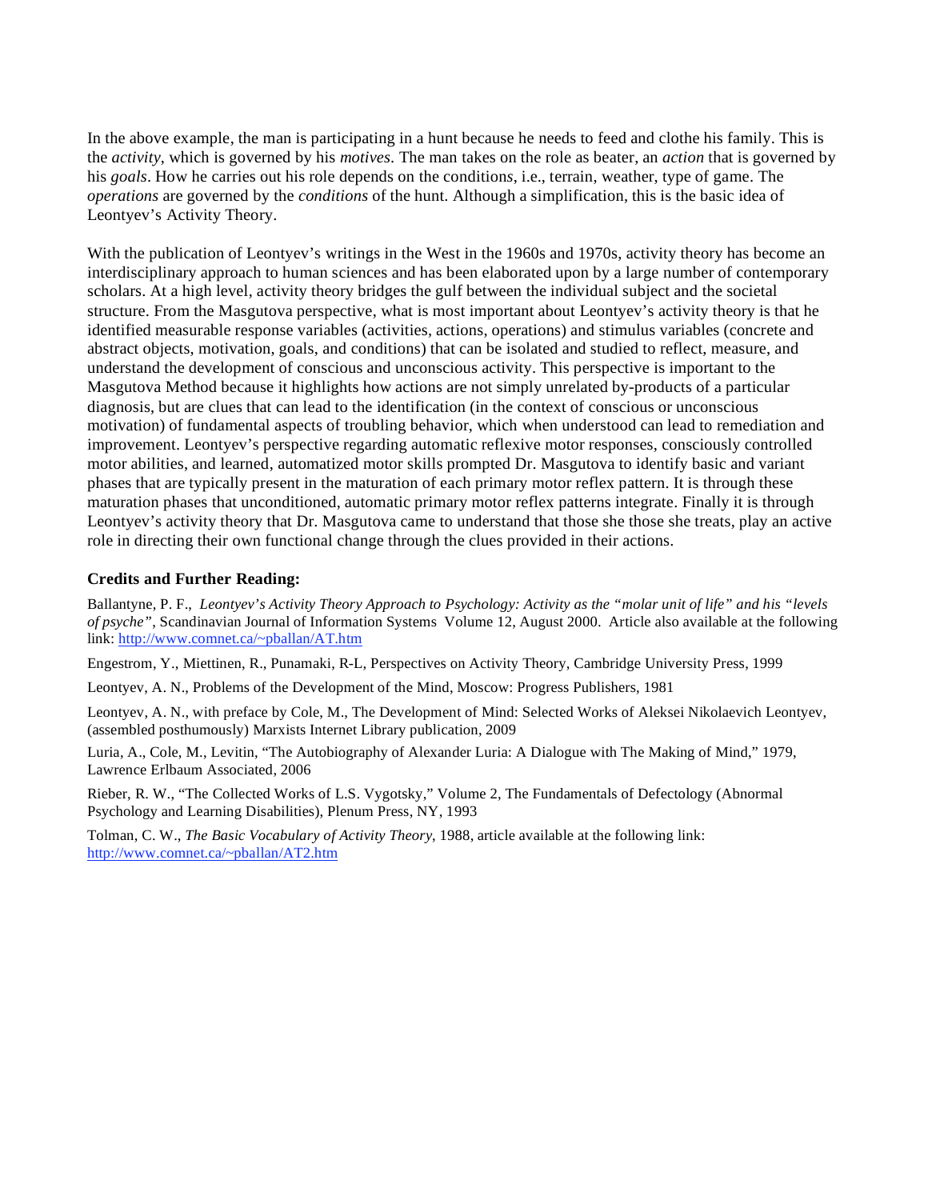In the above example, the man is participating in a hunt because he needs to feed and clothe his family. This is the *activity*, which is governed by his *motives*. The man takes on the role as beater, an *action* that is governed by his *goals*. How he carries out his role depends on the conditions, i.e., terrain, weather, type of game. The *operations* are governed by the *conditions* of the hunt. Although a simplification, this is the basic idea of Leontyev's Activity Theory.

With the publication of Leontyev's writings in the West in the 1960s and 1970s, activity theory has become an interdisciplinary approach to human sciences and has been elaborated upon by a large number of contemporary scholars. At a high level, activity theory bridges the gulf between the individual subject and the societal structure. From the Masgutova perspective, what is most important about Leontyev's activity theory is that he identified measurable response variables (activities, actions, operations) and stimulus variables (concrete and abstract objects, motivation, goals, and conditions) that can be isolated and studied to reflect, measure, and understand the development of conscious and unconscious activity. This perspective is important to the Masgutova Method because it highlights how actions are not simply unrelated by-products of a particular diagnosis, but are clues that can lead to the identification (in the context of conscious or unconscious motivation) of fundamental aspects of troubling behavior, which when understood can lead to remediation and improvement. Leontyev's perspective regarding automatic reflexive motor responses, consciously controlled motor abilities, and learned, automatized motor skills prompted Dr. Masgutova to identify basic and variant phases that are typically present in the maturation of each primary motor reflex pattern. It is through these maturation phases that unconditioned, automatic primary motor reflex patterns integrate. Finally it is through Leontyev's activity theory that Dr. Masgutova came to understand that those she those she treats, play an active role in directing their own functional change through the clues provided in their actions.

### Credits and Further Reading:

Ballantyne, P. F., *Leontyev's Activity Theory Approach to Psychology: Activity as the "molar unit of life" and his "levels of psyche"*, Scandinavian Journal of Information Systems Volume 12, August 2000. Article also available at the following link: http://www.comnet.ca/~pballan/AT.htm

Engestrom, Y., Miettinen, R., Punamaki, R-L, Perspectives on Activity Theory, Cambridge University Press, 1999

Leontyev, A. N., Problems of the Development of the Mind, Moscow: Progress Publishers, 1981

Leontyev, A. N., with preface by Cole, M., The Development of Mind: Selected Works of Aleksei Nikolaevich Leontyev, (assembled posthumously) Marxists Internet Library publication, 2009

Luria, A., Cole, M., Levitin, "The Autobiography of Alexander Luria: A Dialogue with The Making of Mind," 1979, Lawrence Erlbaum Associated, 2006

Rieber, R. W., "The Collected Works of L.S. Vygotsky," Volume 2, The Fundamentals of Defectology (Abnormal Psychology and Learning Disabilities), Plenum Press, NY, 1993

Tolman, C. W., *The Basic Vocabulary of Activity Theory*, 1988, article available at the following link: http://www.comnet.ca/~pballan/AT2.htm